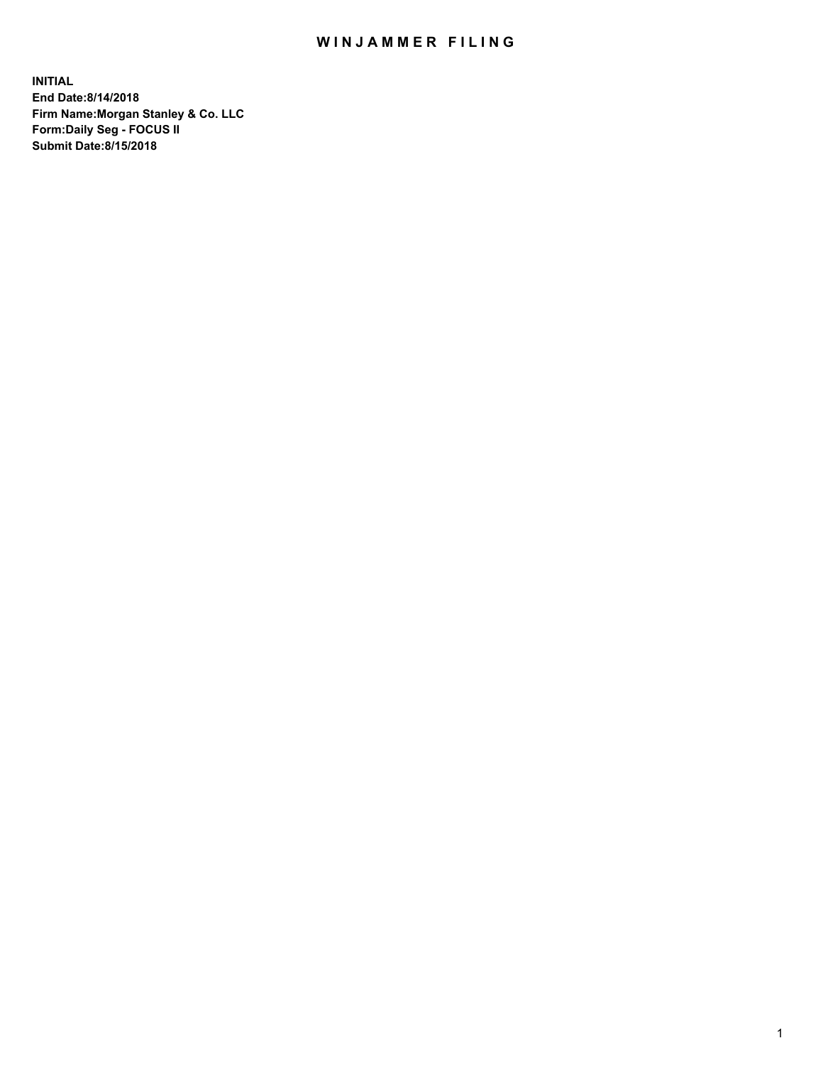# WINJAMMER FILING

**INITIAL**
**End Date:8/14/2018**
**Firm Name:Morgan Stanley & Co. LLC**
**Form:Daily Seg - FOCUS II**
**Submit Date:8/15/2018**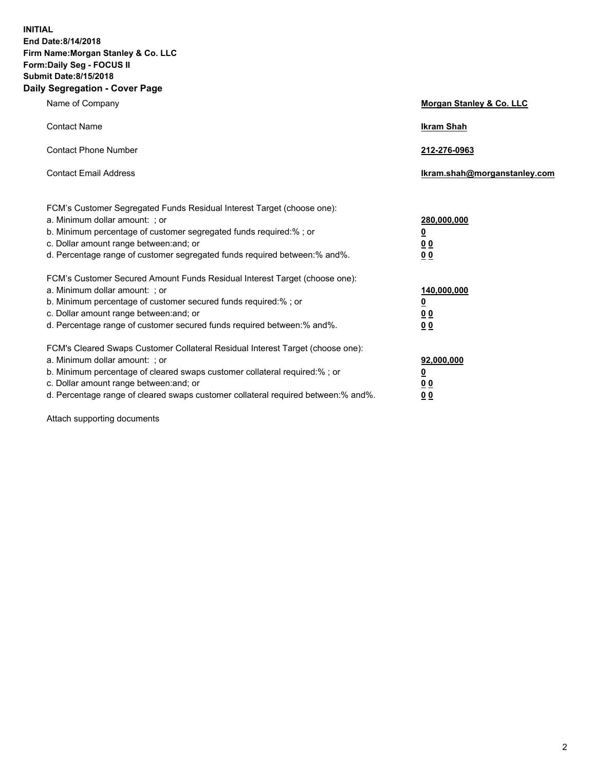**INITIAL**
**End Date:8/14/2018**
**Firm Name:Morgan Stanley & Co. LLC**
**Form:Daily Seg - FOCUS II**
**Submit Date:8/15/2018**
**Daily Segregation - Cover Page**

| | |
|---|---|
| Name of Company | **Morgan Stanley & Co. LLC** |
| Contact Name | **Ikram Shah** |
| Contact Phone Number | **212-276-0963** |
| Contact Email Address | **Ikram.shah@morganstanley.com** |

FCM's Customer Segregated Funds Residual Interest Target (choose one):

| | |
|---|---|
| a. Minimum dollar amount: ; or | **280,000,000** |
| b. Minimum percentage of customer segregated funds required:% ; or | **0** |
| c. Dollar amount range between:and; or | **0 0** |
| d. Percentage range of customer segregated funds required between:% and%. | **0 0** |

FCM's Customer Secured Amount Funds Residual Interest Target (choose one):

| | |
|---|---|
| a. Minimum dollar amount: ; or | **140,000,000** |
| b. Minimum percentage of customer secured funds required:% ; or | **0** |
| c. Dollar amount range between:and; or | **0 0** |
| d. Percentage range of customer secured funds required between:% and%. | **0 0** |

FCM's Cleared Swaps Customer Collateral Residual Interest Target (choose one):

| | |
|---|---|
| a. Minimum dollar amount: ; or | **92,000,000** |
| b. Minimum percentage of cleared swaps customer collateral required:% ; or | **0** |
| c. Dollar amount range between:and; or | **0 0** |
| d. Percentage range of cleared swaps customer collateral required between:% and%. | **0 0** |

Attach supporting documents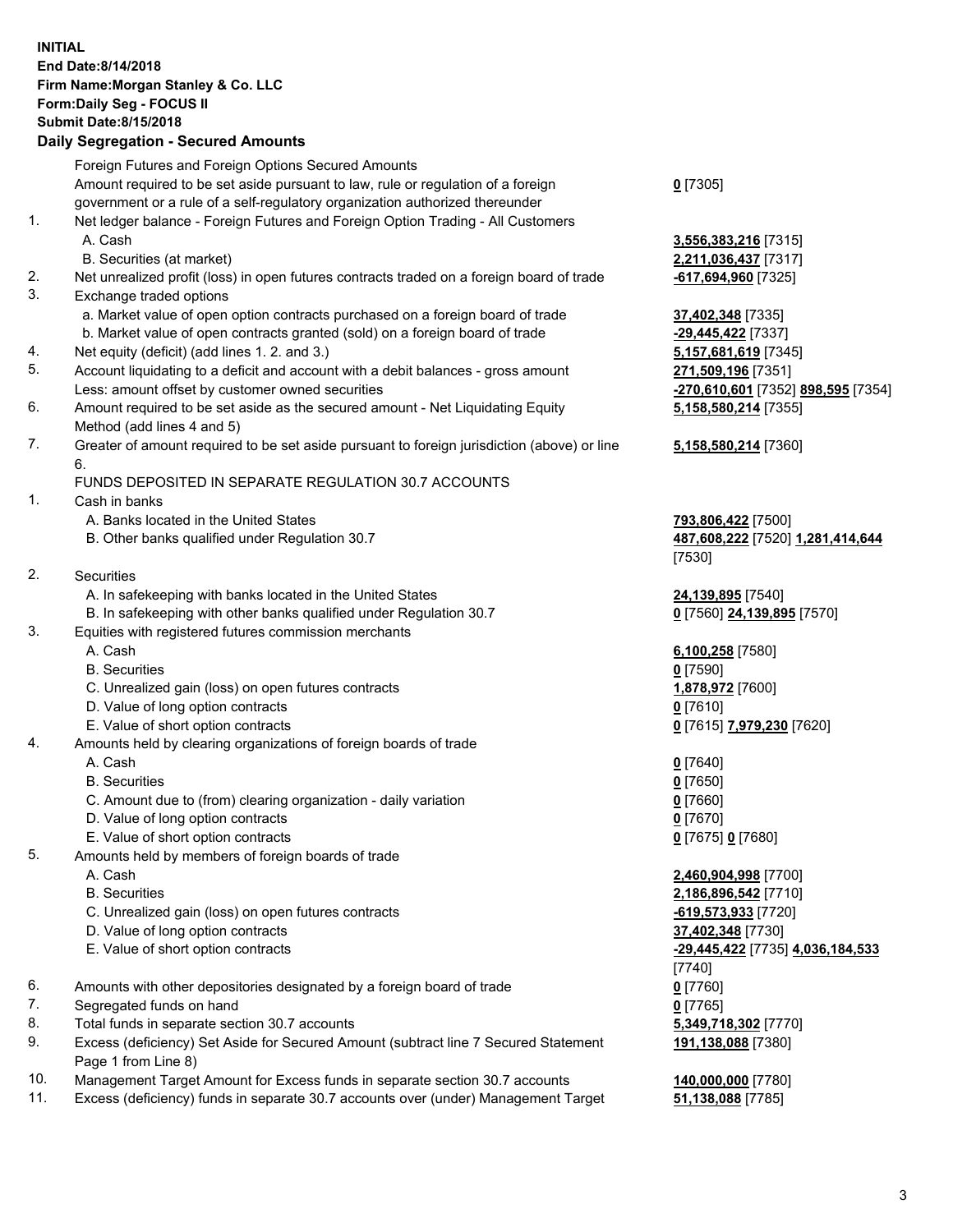**INITIAL**
**End Date:8/14/2018**
**Firm Name:Morgan Stanley & Co. LLC**
**Form:Daily Seg - FOCUS II**
**Submit Date:8/15/2018**

## Daily Segregation - Secured Amounts

| | | |
|---|---|---|
| | Foreign Futures and Foreign Options Secured Amounts | |
| | Amount required to be set aside pursuant to law, rule or regulation of a foreign government or a rule of a self-regulatory organization authorized thereunder | **0** [7305] |
| 1. | Net ledger balance - Foreign Futures and Foreign Option Trading - All Customers | |
| | A. Cash | **3,556,383,216** [7315] |
| | B. Securities (at market) | **2,211,036,437** [7317] |
| 2. | Net unrealized profit (loss) in open futures contracts traded on a foreign board of trade | **-617,694,960** [7325] |
| 3. | Exchange traded options | |
| | a. Market value of open option contracts purchased on a foreign board of trade | **37,402,348** [7335] |
| | b. Market value of open contracts granted (sold) on a foreign board of trade | **-29,445,422** [7337] |
| 4. | Net equity (deficit) (add lines 1. 2. and 3.) | **5,157,681,619** [7345] |
| 5. | Account liquidating to a deficit and account with a debit balances - gross amount | **271,509,196** [7351] |
| | Less: amount offset by customer owned securities | **-270,610,601** [7352] **898,595** [7354] |
| 6. | Amount required to be set aside as the secured amount - Net Liquidating Equity Method (add lines 4 and 5) | **5,158,580,214** [7355] |
| 7. | Greater of amount required to be set aside pursuant to foreign jurisdiction (above) or line 6. | **5,158,580,214** [7360] |
| | FUNDS DEPOSITED IN SEPARATE REGULATION 30.7 ACCOUNTS | |
| 1. | Cash in banks | |
| | A. Banks located in the United States | **793,806,422** [7500] |
| | B. Other banks qualified under Regulation 30.7 | **487,608,222** [7520] **1,281,414,644** [7530] |
| 2. | Securities | |
| | A. In safekeeping with banks located in the United States | **24,139,895** [7540] |
| | B. In safekeeping with other banks qualified under Regulation 30.7 | **0** [7560] **24,139,895** [7570] |
| 3. | Equities with registered futures commission merchants | |
| | A. Cash | **6,100,258** [7580] |
| | B. Securities | **0** [7590] |
| | C. Unrealized gain (loss) on open futures contracts | **1,878,972** [7600] |
| | D. Value of long option contracts | **0** [7610] |
| | E. Value of short option contracts | **0** [7615] **7,979,230** [7620] |
| 4. | Amounts held by clearing organizations of foreign boards of trade | |
| | A. Cash | **0** [7640] |
| | B. Securities | **0** [7650] |
| | C. Amount due to (from) clearing organization - daily variation | **0** [7660] |
| | D. Value of long option contracts | **0** [7670] |
| | E. Value of short option contracts | **0** [7675] **0** [7680] |
| 5. | Amounts held by members of foreign boards of trade | |
| | A. Cash | **2,460,904,998** [7700] |
| | B. Securities | **2,186,896,542** [7710] |
| | C. Unrealized gain (loss) on open futures contracts | **-619,573,933** [7720] |
| | D. Value of long option contracts | **37,402,348** [7730] |
| | E. Value of short option contracts | **-29,445,422** [7735] **4,036,184,533** [7740] |
| 6. | Amounts with other depositories designated by a foreign board of trade | **0** [7760] |
| 7. | Segregated funds on hand | **0** [7765] |
| 8. | Total funds in separate section 30.7 accounts | **5,349,718,302** [7770] |
| 9. | Excess (deficiency) Set Aside for Secured Amount (subtract line 7 Secured Statement Page 1 from Line 8) | **191,138,088** [7380] |
| 10. | Management Target Amount for Excess funds in separate section 30.7 accounts | **140,000,000** [7780] |
| 11. | Excess (deficiency) funds in separate 30.7 accounts over (under) Management Target | **51,138,088** [7785] |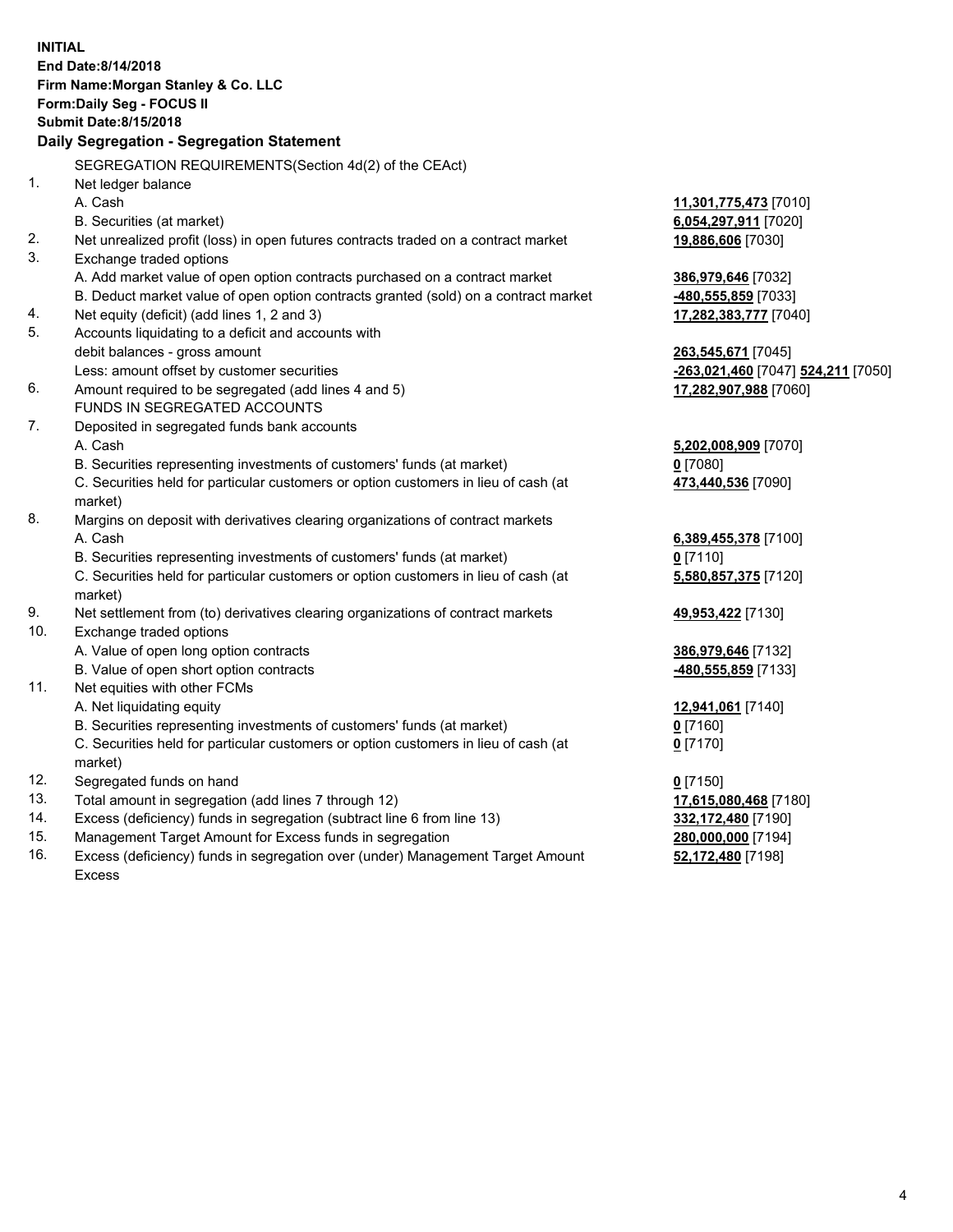**INITIAL**
**End Date:8/14/2018**
**Firm Name:Morgan Stanley & Co. LLC**
**Form:Daily Seg - FOCUS II**
**Submit Date:8/15/2018**

## Daily Segregation - Segregation Statement

SEGREGATION REQUIREMENTS(Section 4d(2) of the CEAct)

| | | |
|---|---|---|
| 1. | Net ledger balance | |
| | A. Cash | **11,301,775,473** [7010] |
| | B. Securities (at market) | **6,054,297,911** [7020] |
| 2. | Net unrealized profit (loss) in open futures contracts traded on a contract market | **19,886,606** [7030] |
| 3. | Exchange traded options | |
| | A. Add market value of open option contracts purchased on a contract market | **386,979,646** [7032] |
| | B. Deduct market value of open option contracts granted (sold) on a contract market | **-480,555,859** [7033] |
| 4. | Net equity (deficit) (add lines 1, 2 and 3) | **17,282,383,777** [7040] |
| 5. | Accounts liquidating to a deficit and accounts with debit balances - gross amount | **263,545,671** [7045] |
| | Less: amount offset by customer securities | **-263,021,460** [7047] **524,211** [7050] |
| 6. | Amount required to be segregated (add lines 4 and 5) | **17,282,907,988** [7060] |
| | FUNDS IN SEGREGATED ACCOUNTS | |
| 7. | Deposited in segregated funds bank accounts | |
| | A. Cash | **5,202,008,909** [7070] |
| | B. Securities representing investments of customers' funds (at market) | **0** [7080] |
| | C. Securities held for particular customers or option customers in lieu of cash (at market) | **473,440,536** [7090] |
| 8. | Margins on deposit with derivatives clearing organizations of contract markets | |
| | A. Cash | **6,389,455,378** [7100] |
| | B. Securities representing investments of customers' funds (at market) | **0** [7110] |
| | C. Securities held for particular customers or option customers in lieu of cash (at market) | **5,580,857,375** [7120] |
| 9. | Net settlement from (to) derivatives clearing organizations of contract markets | **49,953,422** [7130] |
| 10. | Exchange traded options | |
| | A. Value of open long option contracts | **386,979,646** [7132] |
| | B. Value of open short option contracts | **-480,555,859** [7133] |
| 11. | Net equities with other FCMs | |
| | A. Net liquidating equity | **12,941,061** [7140] |
| | B. Securities representing investments of customers' funds (at market) | **0** [7160] |
| | C. Securities held for particular customers or option customers in lieu of cash (at market) | **0** [7170] |
| 12. | Segregated funds on hand | **0** [7150] |
| 13. | Total amount in segregation (add lines 7 through 12) | **17,615,080,468** [7180] |
| 14. | Excess (deficiency) funds in segregation (subtract line 6 from line 13) | **332,172,480** [7190] |
| 15. | Management Target Amount for Excess funds in segregation | **280,000,000** [7194] |
| 16. | Excess (deficiency) funds in segregation over (under) Management Target Amount Excess | **52,172,480** [7198] |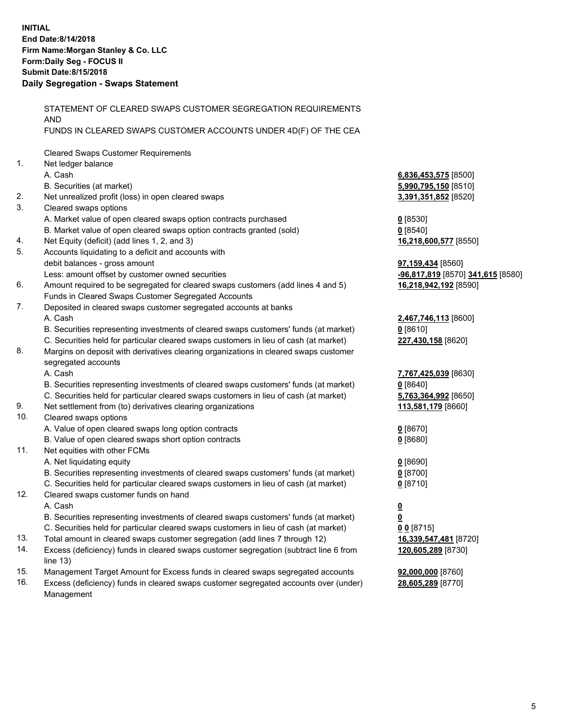**INITIAL**
**End Date:8/14/2018**
**Firm Name:Morgan Stanley & Co. LLC**
**Form:Daily Seg - FOCUS II**
**Submit Date:8/15/2018**
**Daily Segregation - Swaps Statement**

STATEMENT OF CLEARED SWAPS CUSTOMER SEGREGATION REQUIREMENTS AND FUNDS IN CLEARED SWAPS CUSTOMER ACCOUNTS UNDER 4D(F) OF THE CEA

| | | |
|---|---|---|
| | Cleared Swaps Customer Requirements | |
| 1. | Net ledger balance | |
| | A. Cash | **6,836,453,575** [8500] |
| | B. Securities (at market) | **5,990,795,150** [8510] |
| 2. | Net unrealized profit (loss) in open cleared swaps | **3,391,351,852** [8520] |
| 3. | Cleared swaps options | |
| | A. Market value of open cleared swaps option contracts purchased | **0** [8530] |
| | B. Market value of open cleared swaps option contracts granted (sold) | **0** [8540] |
| 4. | Net Equity (deficit) (add lines 1, 2, and 3) | **16,218,600,577** [8550] |
| 5. | Accounts liquidating to a deficit and accounts with debit balances - gross amount | **97,159,434** [8560] |
| | Less: amount offset by customer owned securities | **-96,817,819** [8570] **341,615** [8580] |
| 6. | Amount required to be segregated for cleared swaps customers (add lines 4 and 5) | **16,218,942,192** [8590] |
| | Funds in Cleared Swaps Customer Segregated Accounts | |
| 7. | Deposited in cleared swaps customer segregated accounts at banks | |
| | A. Cash | **2,467,746,113** [8600] |
| | B. Securities representing investments of cleared swaps customers' funds (at market) | **0** [8610] |
| | C. Securities held for particular cleared swaps customers in lieu of cash (at market) | **227,430,158** [8620] |
| 8. | Margins on deposit with derivatives clearing organizations in cleared swaps customer segregated accounts | |
| | A. Cash | **7,767,425,039** [8630] |
| | B. Securities representing investments of cleared swaps customers' funds (at market) | **0** [8640] |
| | C. Securities held for particular cleared swaps customers in lieu of cash (at market) | **5,763,364,992** [8650] |
| 9. | Net settlement from (to) derivatives clearing organizations | **113,581,179** [8660] |
| 10. | Cleared swaps options | |
| | A. Value of open cleared swaps long option contracts | **0** [8670] |
| | B. Value of open cleared swaps short option contracts | **0** [8680] |
| 11. | Net equities with other FCMs | |
| | A. Net liquidating equity | **0** [8690] |
| | B. Securities representing investments of cleared swaps customers' funds (at market) | **0** [8700] |
| | C. Securities held for particular cleared swaps customers in lieu of cash (at market) | **0** [8710] |
| 12. | Cleared swaps customer funds on hand | |
| | A. Cash | **0** |
| | B. Securities representing investments of cleared swaps customers' funds (at market) | **0** |
| | C. Securities held for particular cleared swaps customers in lieu of cash (at market) | **0** **0** [8715] |
| 13. | Total amount in cleared swaps customer segregation (add lines 7 through 12) | **16,339,547,481** [8720] |
| 14. | Excess (deficiency) funds in cleared swaps customer segregation (subtract line 6 from line 13) | **120,605,289** [8730] |
| 15. | Management Target Amount for Excess funds in cleared swaps segregated accounts | **92,000,000** [8760] |
| 16. | Excess (deficiency) funds in cleared swaps customer segregated accounts over (under) Management | **28,605,289** [8770] |